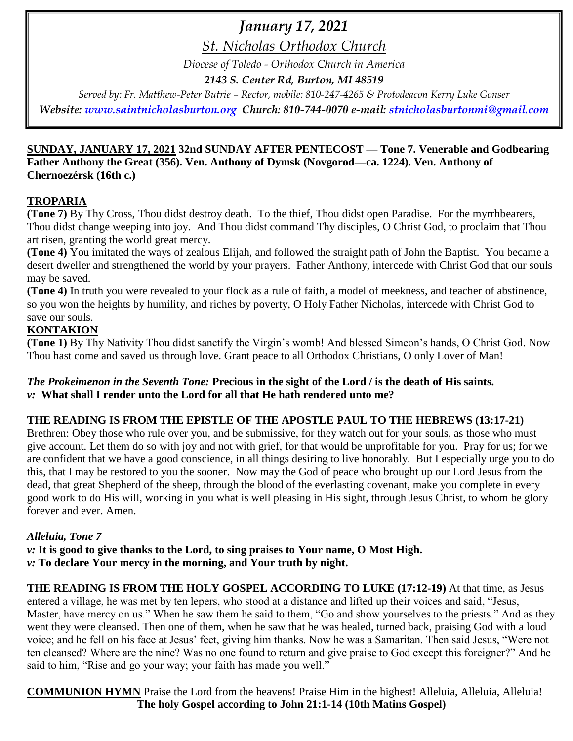# *January 17, 2021*

## *St. Nicholas Orthodox Church*

*Diocese of Toledo - Orthodox Church in America*

***2143 S. Center Rd, Burton, MI 48519***

*Served by: Fr. Matthew-Peter Butrie – Rector, mobile: 810-247-4265 & Protodeacon Kerry Luke Gonser*

***Website: www.saintnicholasburton.org Church: 810-744-0070 e-mail: stnicholasburtonmi@gmail.com***

**SUNDAY, JANUARY 17, 2021 32nd SUNDAY AFTER PENTECOST — Tone 7. Venerable and Godbearing Father Anthony the Great (356). Ven. Anthony of Dymsk (Novgorod—ca. 1224). Ven. Anthony of Chernoezérsk (16th c.)**

**TROPARIA**

**(Tone 7)** By Thy Cross, Thou didst destroy death. To the thief, Thou didst open Paradise. For the myrrhbearers, Thou didst change weeping into joy. And Thou didst command Thy disciples, O Christ God, to proclaim that Thou art risen, granting the world great mercy.

**(Tone 4)** You imitated the ways of zealous Elijah, and followed the straight path of John the Baptist. You became a desert dweller and strengthened the world by your prayers. Father Anthony, intercede with Christ God that our souls may be saved.

**(Tone 4)** In truth you were revealed to your flock as a rule of faith, a model of meekness, and teacher of abstinence, so you won the heights by humility, and riches by poverty, O Holy Father Nicholas, intercede with Christ God to save our souls.

**KONTAKION**

**(Tone 1)** By Thy Nativity Thou didst sanctify the Virgin's womb! And blessed Simeon's hands, O Christ God. Now Thou hast come and saved us through love. Grant peace to all Orthodox Christians, O only Lover of Man!

***The Prokeimenon in the Seventh Tone:*** **Precious in the sight of the Lord / is the death of His saints.**
***v:*** **What shall I render unto the Lord for all that He hath rendered unto me?**

**THE READING IS FROM THE EPISTLE OF THE APOSTLE PAUL TO THE HEBREWS (13:17-21)**

Brethren: Obey those who rule over you, and be submissive, for they watch out for your souls, as those who must give account. Let them do so with joy and not with grief, for that would be unprofitable for you. Pray for us; for we are confident that we have a good conscience, in all things desiring to live honorably. But I especially urge you to do this, that I may be restored to you the sooner. Now may the God of peace who brought up our Lord Jesus from the dead, that great Shepherd of the sheep, through the blood of the everlasting covenant, make you complete in every good work to do His will, working in you what is well pleasing in His sight, through Jesus Christ, to whom be glory forever and ever. Amen.

***Alleluia, Tone 7***
***v:*** **It is good to give thanks to the Lord, to sing praises to Your name, O Most High.**
***v:*** **To declare Your mercy in the morning, and Your truth by night.**

**THE READING IS FROM THE HOLY GOSPEL ACCORDING TO LUKE (17:12-19)** At that time, as Jesus entered a village, he was met by ten lepers, who stood at a distance and lifted up their voices and said, "Jesus, Master, have mercy on us." When he saw them he said to them, "Go and show yourselves to the priests." And as they went they were cleansed. Then one of them, when he saw that he was healed, turned back, praising God with a loud voice; and he fell on his face at Jesus' feet, giving him thanks. Now he was a Samaritan. Then said Jesus, "Were not ten cleansed? Where are the nine? Was no one found to return and give praise to God except this foreigner?" And he said to him, "Rise and go your way; your faith has made you well."

**COMMUNION HYMN** Praise the Lord from the heavens! Praise Him in the highest! Alleluia, Alleluia, Alleluia!

**The holy Gospel according to John 21:1-14 (10th Matins Gospel)**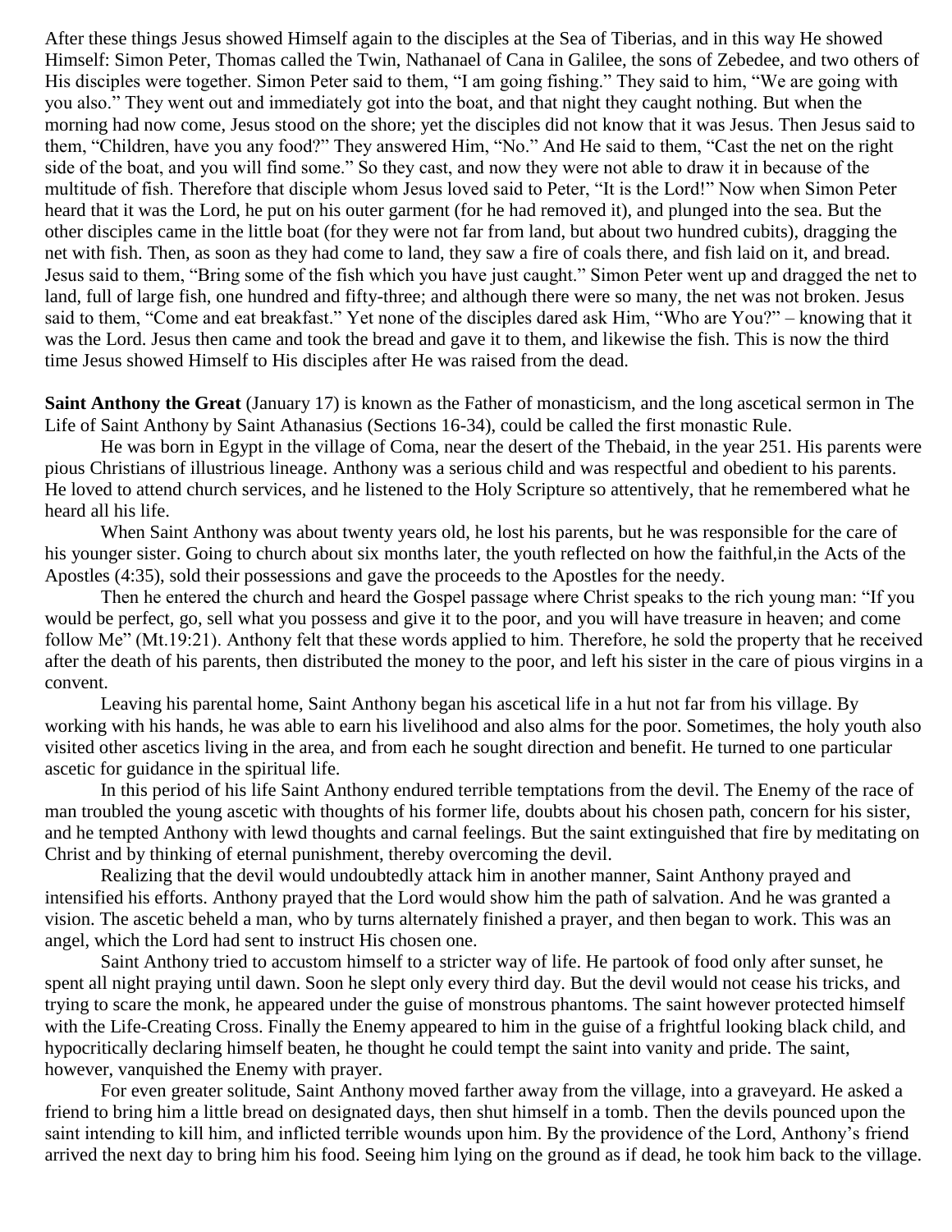After these things Jesus showed Himself again to the disciples at the Sea of Tiberias, and in this way He showed Himself: Simon Peter, Thomas called the Twin, Nathanael of Cana in Galilee, the sons of Zebedee, and two others of His disciples were together. Simon Peter said to them, "I am going fishing." They said to him, "We are going with you also." They went out and immediately got into the boat, and that night they caught nothing. But when the morning had now come, Jesus stood on the shore; yet the disciples did not know that it was Jesus. Then Jesus said to them, "Children, have you any food?" They answered Him, "No." And He said to them, "Cast the net on the right side of the boat, and you will find some." So they cast, and now they were not able to draw it in because of the multitude of fish. Therefore that disciple whom Jesus loved said to Peter, "It is the Lord!" Now when Simon Peter heard that it was the Lord, he put on his outer garment (for he had removed it), and plunged into the sea. But the other disciples came in the little boat (for they were not far from land, but about two hundred cubits), dragging the net with fish. Then, as soon as they had come to land, they saw a fire of coals there, and fish laid on it, and bread. Jesus said to them, "Bring some of the fish which you have just caught." Simon Peter went up and dragged the net to land, full of large fish, one hundred and fifty-three; and although there were so many, the net was not broken. Jesus said to them, "Come and eat breakfast." Yet none of the disciples dared ask Him, "Who are You?" – knowing that it was the Lord. Jesus then came and took the bread and gave it to them, and likewise the fish. This is now the third time Jesus showed Himself to His disciples after He was raised from the dead.

**Saint Anthony the Great** (January 17) is known as the Father of monasticism, and the long ascetical sermon in The Life of Saint Anthony by Saint Athanasius (Sections 16-34), could be called the first monastic Rule.

He was born in Egypt in the village of Coma, near the desert of the Thebaid, in the year 251. His parents were pious Christians of illustrious lineage. Anthony was a serious child and was respectful and obedient to his parents. He loved to attend church services, and he listened to the Holy Scripture so attentively, that he remembered what he heard all his life.

When Saint Anthony was about twenty years old, he lost his parents, but he was responsible for the care of his younger sister. Going to church about six months later, the youth reflected on how the faithful,in the Acts of the Apostles (4:35), sold their possessions and gave the proceeds to the Apostles for the needy.

Then he entered the church and heard the Gospel passage where Christ speaks to the rich young man: "If you would be perfect, go, sell what you possess and give it to the poor, and you will have treasure in heaven; and come follow Me" (Mt.19:21). Anthony felt that these words applied to him. Therefore, he sold the property that he received after the death of his parents, then distributed the money to the poor, and left his sister in the care of pious virgins in a convent.

Leaving his parental home, Saint Anthony began his ascetical life in a hut not far from his village. By working with his hands, he was able to earn his livelihood and also alms for the poor. Sometimes, the holy youth also visited other ascetics living in the area, and from each he sought direction and benefit. He turned to one particular ascetic for guidance in the spiritual life.

In this period of his life Saint Anthony endured terrible temptations from the devil. The Enemy of the race of man troubled the young ascetic with thoughts of his former life, doubts about his chosen path, concern for his sister, and he tempted Anthony with lewd thoughts and carnal feelings. But the saint extinguished that fire by meditating on Christ and by thinking of eternal punishment, thereby overcoming the devil.

Realizing that the devil would undoubtedly attack him in another manner, Saint Anthony prayed and intensified his efforts. Anthony prayed that the Lord would show him the path of salvation. And he was granted a vision. The ascetic beheld a man, who by turns alternately finished a prayer, and then began to work. This was an angel, which the Lord had sent to instruct His chosen one.

Saint Anthony tried to accustom himself to a stricter way of life. He partook of food only after sunset, he spent all night praying until dawn. Soon he slept only every third day. But the devil would not cease his tricks, and trying to scare the monk, he appeared under the guise of monstrous phantoms. The saint however protected himself with the Life-Creating Cross. Finally the Enemy appeared to him in the guise of a frightful looking black child, and hypocritically declaring himself beaten, he thought he could tempt the saint into vanity and pride. The saint, however, vanquished the Enemy with prayer.

For even greater solitude, Saint Anthony moved farther away from the village, into a graveyard. He asked a friend to bring him a little bread on designated days, then shut himself in a tomb. Then the devils pounced upon the saint intending to kill him, and inflicted terrible wounds upon him. By the providence of the Lord, Anthony's friend arrived the next day to bring him his food. Seeing him lying on the ground as if dead, he took him back to the village.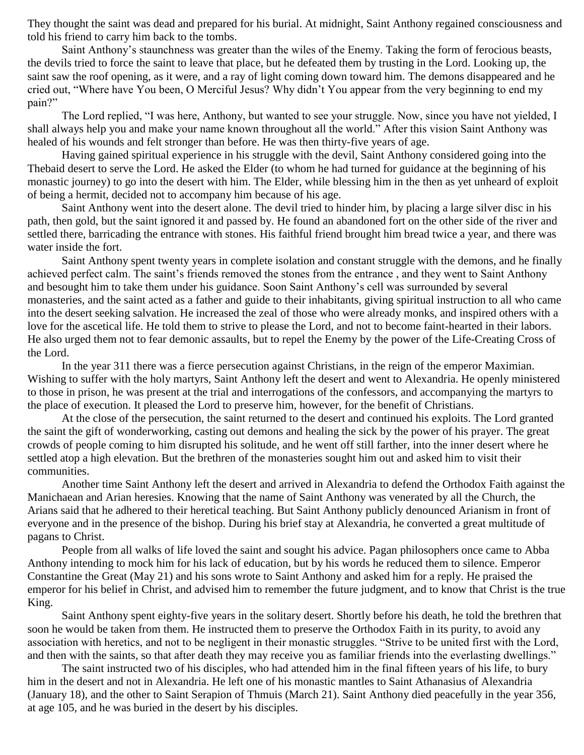They thought the saint was dead and prepared for his burial. At midnight, Saint Anthony regained consciousness and told his friend to carry him back to the tombs.

Saint Anthony's staunchness was greater than the wiles of the Enemy. Taking the form of ferocious beasts, the devils tried to force the saint to leave that place, but he defeated them by trusting in the Lord. Looking up, the saint saw the roof opening, as it were, and a ray of light coming down toward him. The demons disappeared and he cried out, "Where have You been, O Merciful Jesus? Why didn't You appear from the very beginning to end my pain?"

The Lord replied, "I was here, Anthony, but wanted to see your struggle. Now, since you have not yielded, I shall always help you and make your name known throughout all the world." After this vision Saint Anthony was healed of his wounds and felt stronger than before. He was then thirty-five years of age.

Having gained spiritual experience in his struggle with the devil, Saint Anthony considered going into the Thebaid desert to serve the Lord. He asked the Elder (to whom he had turned for guidance at the beginning of his monastic journey) to go into the desert with him. The Elder, while blessing him in the then as yet unheard of exploit of being a hermit, decided not to accompany him because of his age.

Saint Anthony went into the desert alone. The devil tried to hinder him, by placing a large silver disc in his path, then gold, but the saint ignored it and passed by. He found an abandoned fort on the other side of the river and settled there, barricading the entrance with stones. His faithful friend brought him bread twice a year, and there was water inside the fort.

Saint Anthony spent twenty years in complete isolation and constant struggle with the demons, and he finally achieved perfect calm. The saint's friends removed the stones from the entrance , and they went to Saint Anthony and besought him to take them under his guidance. Soon Saint Anthony's cell was surrounded by several monasteries, and the saint acted as a father and guide to their inhabitants, giving spiritual instruction to all who came into the desert seeking salvation. He increased the zeal of those who were already monks, and inspired others with a love for the ascetical life. He told them to strive to please the Lord, and not to become faint-hearted in their labors. He also urged them not to fear demonic assaults, but to repel the Enemy by the power of the Life-Creating Cross of the Lord.

In the year 311 there was a fierce persecution against Christians, in the reign of the emperor Maximian. Wishing to suffer with the holy martyrs, Saint Anthony left the desert and went to Alexandria. He openly ministered to those in prison, he was present at the trial and interrogations of the confessors, and accompanying the martyrs to the place of execution. It pleased the Lord to preserve him, however, for the benefit of Christians.

At the close of the persecution, the saint returned to the desert and continued his exploits. The Lord granted the saint the gift of wonderworking, casting out demons and healing the sick by the power of his prayer. The great crowds of people coming to him disrupted his solitude, and he went off still farther, into the inner desert where he settled atop a high elevation. But the brethren of the monasteries sought him out and asked him to visit their communities.

Another time Saint Anthony left the desert and arrived in Alexandria to defend the Orthodox Faith against the Manichaean and Arian heresies. Knowing that the name of Saint Anthony was venerated by all the Church, the Arians said that he adhered to their heretical teaching. But Saint Anthony publicly denounced Arianism in front of everyone and in the presence of the bishop. During his brief stay at Alexandria, he converted a great multitude of pagans to Christ.

People from all walks of life loved the saint and sought his advice. Pagan philosophers once came to Abba Anthony intending to mock him for his lack of education, but by his words he reduced them to silence. Emperor Constantine the Great (May 21) and his sons wrote to Saint Anthony and asked him for a reply. He praised the emperor for his belief in Christ, and advised him to remember the future judgment, and to know that Christ is the true King.

Saint Anthony spent eighty-five years in the solitary desert. Shortly before his death, he told the brethren that soon he would be taken from them. He instructed them to preserve the Orthodox Faith in its purity, to avoid any association with heretics, and not to be negligent in their monastic struggles. "Strive to be united first with the Lord, and then with the saints, so that after death they may receive you as familiar friends into the everlasting dwellings."

The saint instructed two of his disciples, who had attended him in the final fifteen years of his life, to bury him in the desert and not in Alexandria. He left one of his monastic mantles to Saint Athanasius of Alexandria (January 18), and the other to Saint Serapion of Thmuis (March 21). Saint Anthony died peacefully in the year 356, at age 105, and he was buried in the desert by his disciples.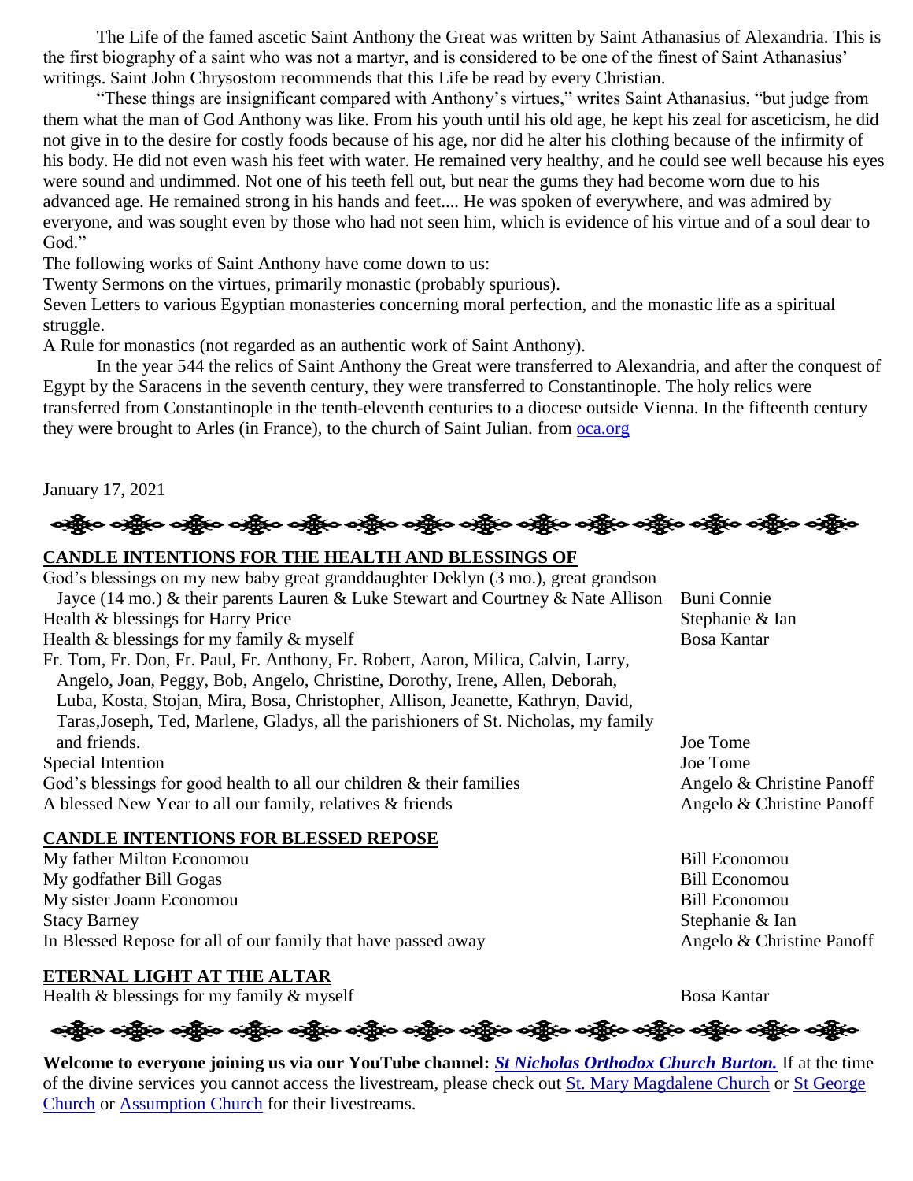The Life of the famed ascetic Saint Anthony the Great was written by Saint Athanasius of Alexandria. This is the first biography of a saint who was not a martyr, and is considered to be one of the finest of Saint Athanasius' writings. Saint John Chrysostom recommends that this Life be read by every Christian.

"These things are insignificant compared with Anthony's virtues," writes Saint Athanasius, "but judge from them what the man of God Anthony was like. From his youth until his old age, he kept his zeal for asceticism, he did not give in to the desire for costly foods because of his age, nor did he alter his clothing because of the infirmity of his body. He did not even wash his feet with water. He remained very healthy, and he could see well because his eyes were sound and undimmed. Not one of his teeth fell out, but near the gums they had become worn due to his advanced age. He remained strong in his hands and feet.... He was spoken of everywhere, and was admired by everyone, and was sought even by those who had not seen him, which is evidence of his virtue and of a soul dear to God."

The following works of Saint Anthony have come down to us:

Twenty Sermons on the virtues, primarily monastic (probably spurious).

Seven Letters to various Egyptian monasteries concerning moral perfection, and the monastic life as a spiritual struggle.

A Rule for monastics (not regarded as an authentic work of Saint Anthony).

In the year 544 the relics of Saint Anthony the Great were transferred to Alexandria, and after the conquest of Egypt by the Saracens in the seventh century, they were transferred to Constantinople. The holy relics were transferred from Constantinople in the tenth-eleventh centuries to a diocese outside Vienna. In the fifteenth century they were brought to Arles (in France), to the church of Saint Julian. from oca.org

January 17, 2021

## CANDLE INTENTIONS FOR THE HEALTH AND BLESSINGS OF

| Intention | Offered by |
|---|---|
| God's blessings on my new baby great granddaughter Deklyn (3 mo.), great grandson Jayce (14 mo.) & their parents Lauren & Luke Stewart and Courtney & Nate Allison | Buni Connie |
| Health & blessings for Harry Price | Stephanie & Ian |
| Health & blessings for my family & myself | Bosa Kantar |
| Fr. Tom, Fr. Don, Fr. Paul, Fr. Anthony, Fr. Robert, Aaron, Milica, Calvin, Larry, Angelo, Joan, Peggy, Bob, Angelo, Christine, Dorothy, Irene, Allen, Deborah, Luba, Kosta, Stojan, Mira, Bosa, Christopher, Allison, Jeanette, Kathryn, David, Taras,Joseph, Ted, Marlene, Gladys, all the parishioners of St. Nicholas, my family and friends. | Joe Tome |
| Special Intention | Joe Tome |
| God's blessings for good health to all our children & their families | Angelo & Christine Panoff |
| A blessed New Year to all our family, relatives & friends | Angelo & Christine Panoff |

## CANDLE INTENTIONS FOR BLESSED REPOSE

| Intention | Offered by |
|---|---|
| My father Milton Economou | Bill Economou |
| My godfather Bill Gogas | Bill Economou |
| My sister Joann Economou | Bill Economou |
| Stacy Barney | Stephanie & Ian |
| In Blessed Repose for all of our family that have passed away | Angelo & Christine Panoff |

## ETERNAL LIGHT AT THE ALTAR

| Intention | Offered by |
|---|---|
| Health & blessings for my family & myself | Bosa Kantar |

**Welcome to everyone joining us via our YouTube channel:** ***St Nicholas Orthodox Church Burton.*** If at the time of the divine services you cannot access the livestream, please check out St. Mary Magdalene Church or St George Church or Assumption Church for their livestreams.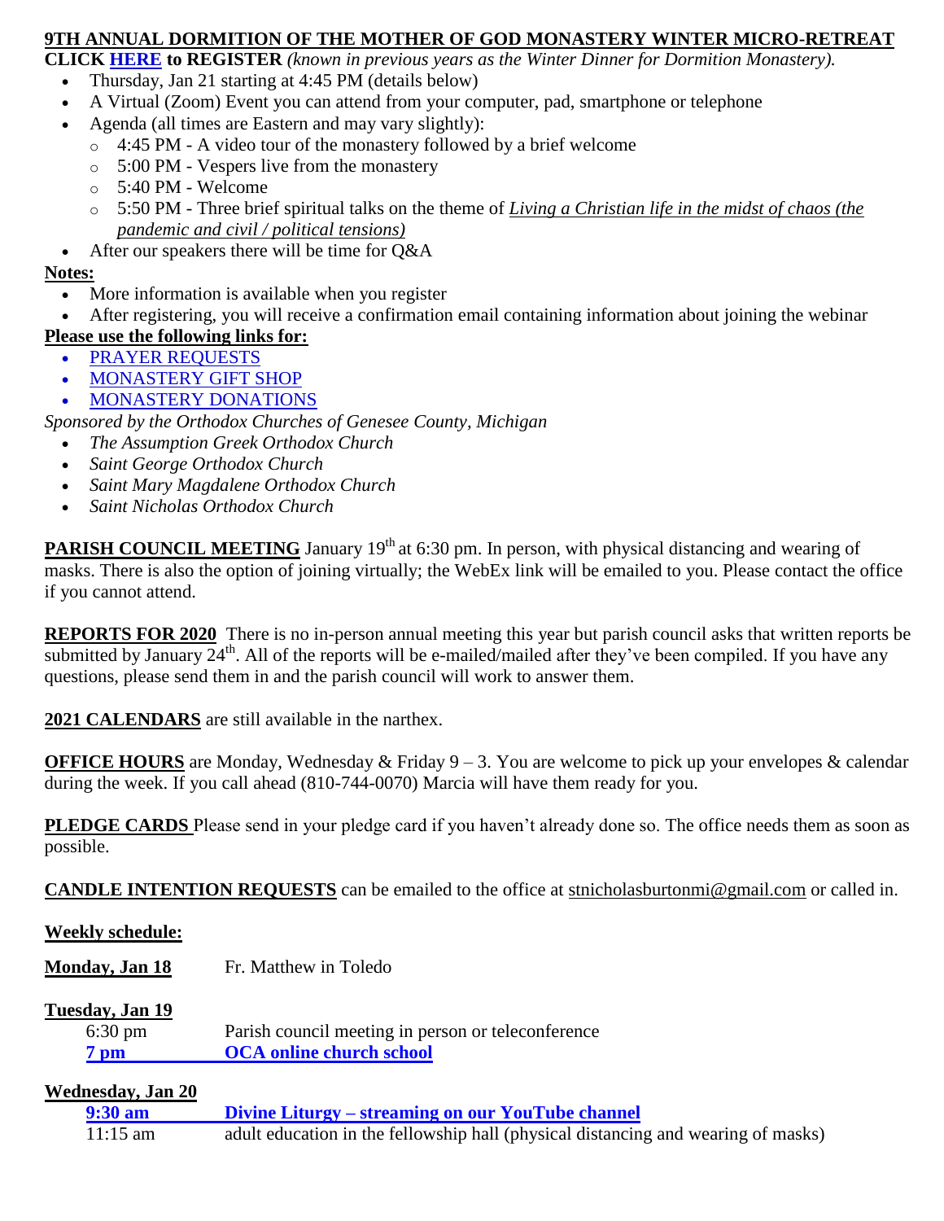## 9TH ANNUAL DORMITION OF THE MOTHER OF GOD MONASTERY WINTER MICRO-RETREAT

**CLICK HERE to REGISTER** *(known in previous years as the Winter Dinner for Dormition Monastery).*

- Thursday, Jan 21 starting at 4:45 PM (details below)
- A Virtual (Zoom) Event you can attend from your computer, pad, smartphone or telephone
- Agenda (all times are Eastern and may vary slightly):
  - 4:45 PM - A video tour of the monastery followed by a brief welcome
  - 5:00 PM - Vespers live from the monastery
  - 5:40 PM - Welcome
  - 5:50 PM - Three brief spiritual talks on the theme of *Living a Christian life in the midst of chaos (the pandemic and civil / political tensions)*
- After our speakers there will be time for Q&A

**Notes:**

- More information is available when you register
- After registering, you will receive a confirmation email containing information about joining the webinar

**Please use the following links for:**

- PRAYER REQUESTS
- MONASTERY GIFT SHOP
- MONASTERY DONATIONS

*Sponsored by the Orthodox Churches of Genesee County, Michigan*

- *The Assumption Greek Orthodox Church*
- *Saint George Orthodox Church*
- *Saint Mary Magdalene Orthodox Church*
- *Saint Nicholas Orthodox Church*

**PARISH COUNCIL MEETING** January 19th at 6:30 pm. In person, with physical distancing and wearing of masks. There is also the option of joining virtually; the WebEx link will be emailed to you. Please contact the office if you cannot attend.

**REPORTS FOR 2020** There is no in-person annual meeting this year but parish council asks that written reports be submitted by January 24th. All of the reports will be e-mailed/mailed after they've been compiled. If you have any questions, please send them in and the parish council will work to answer them.

**2021 CALENDARS** are still available in the narthex.

**OFFICE HOURS** are Monday, Wednesday & Friday 9 – 3. You are welcome to pick up your envelopes & calendar during the week. If you call ahead (810-744-0070) Marcia will have them ready for you.

**PLEDGE CARDS** Please send in your pledge card if you haven't already done so. The office needs them as soon as possible.

**CANDLE INTENTION REQUESTS** can be emailed to the office at stnicholasburtonmi@gmail.com or called in.

**Weekly schedule:**

**Monday, Jan 18** — Fr. Matthew in Toledo

**Tuesday, Jan 19**
- 6:30 pm — Parish council meeting in person or teleconference
- **7 pm — OCA online church school**

**Wednesday, Jan 20**
- **9:30 am — Divine Liturgy – streaming on our YouTube channel**
- 11:15 am — adult education in the fellowship hall (physical distancing and wearing of masks)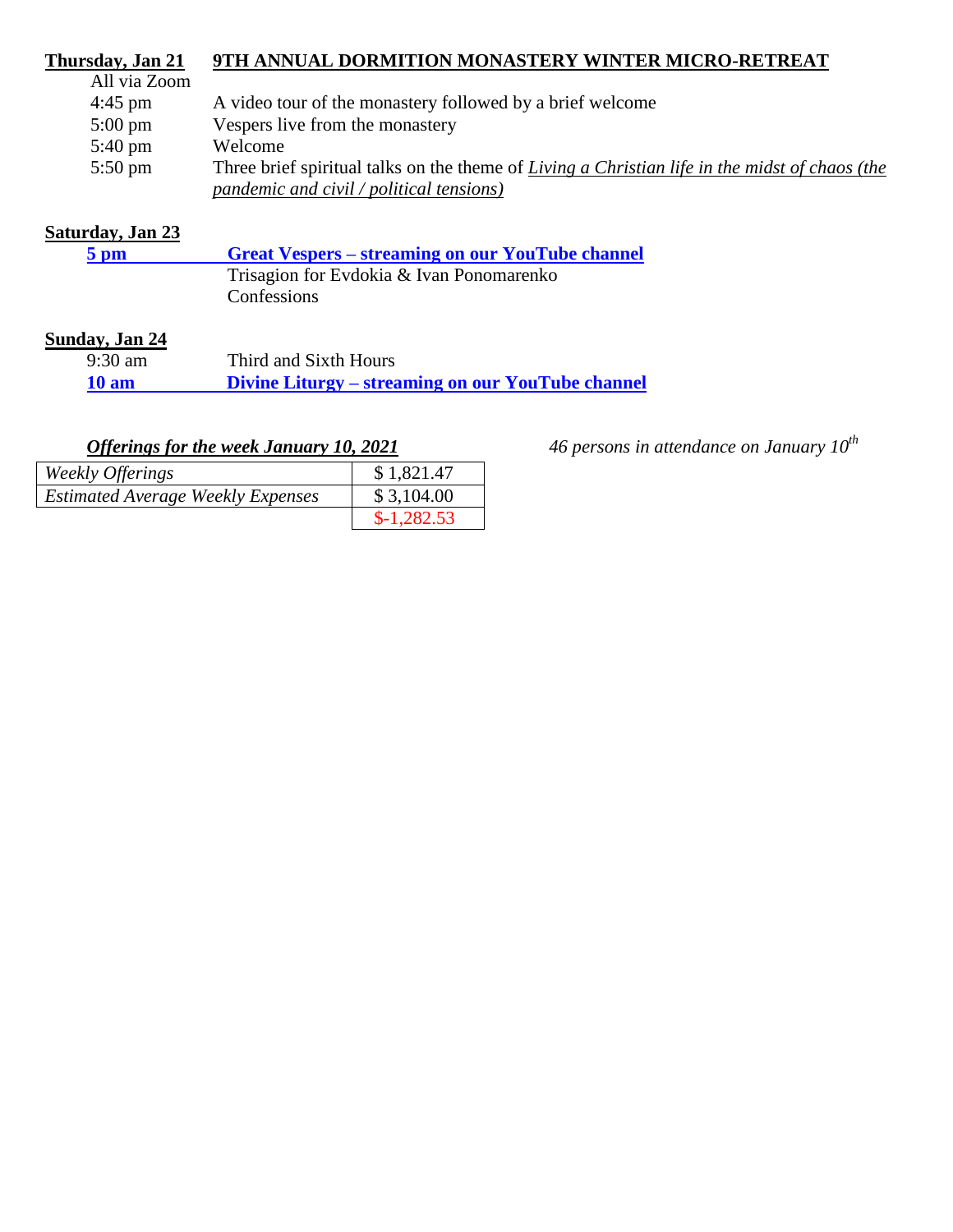**Thursday, Jan 21** **9TH ANNUAL DORMITION MONASTERY WINTER MICRO-RETREAT**

All via Zoom

4:45 pm A video tour of the monastery followed by a brief welcome

5:00 pm Vespers live from the monastery

5:40 pm Welcome

5:50 pm Three brief spiritual talks on the theme of *Living a Christian life in the midst of chaos (the pandemic and civil / political tensions)*

**Saturday, Jan 23**

**5 pm** **Great Vespers – streaming on our YouTube channel**

Trisagion for Evdokia & Ivan Ponomarenko

Confessions

**Sunday, Jan 24**

9:30 am Third and Sixth Hours

**10 am** **Divine Liturgy – streaming on our YouTube channel**

***Offerings for the week January 10, 2021***

| | |
|---|---|
| *Weekly Offerings* | $ 1,821.47 |
| *Estimated Average Weekly Expenses* | $ 3,104.00 |
| | $-1,282.53 |

*46 persons in attendance on January 10th*